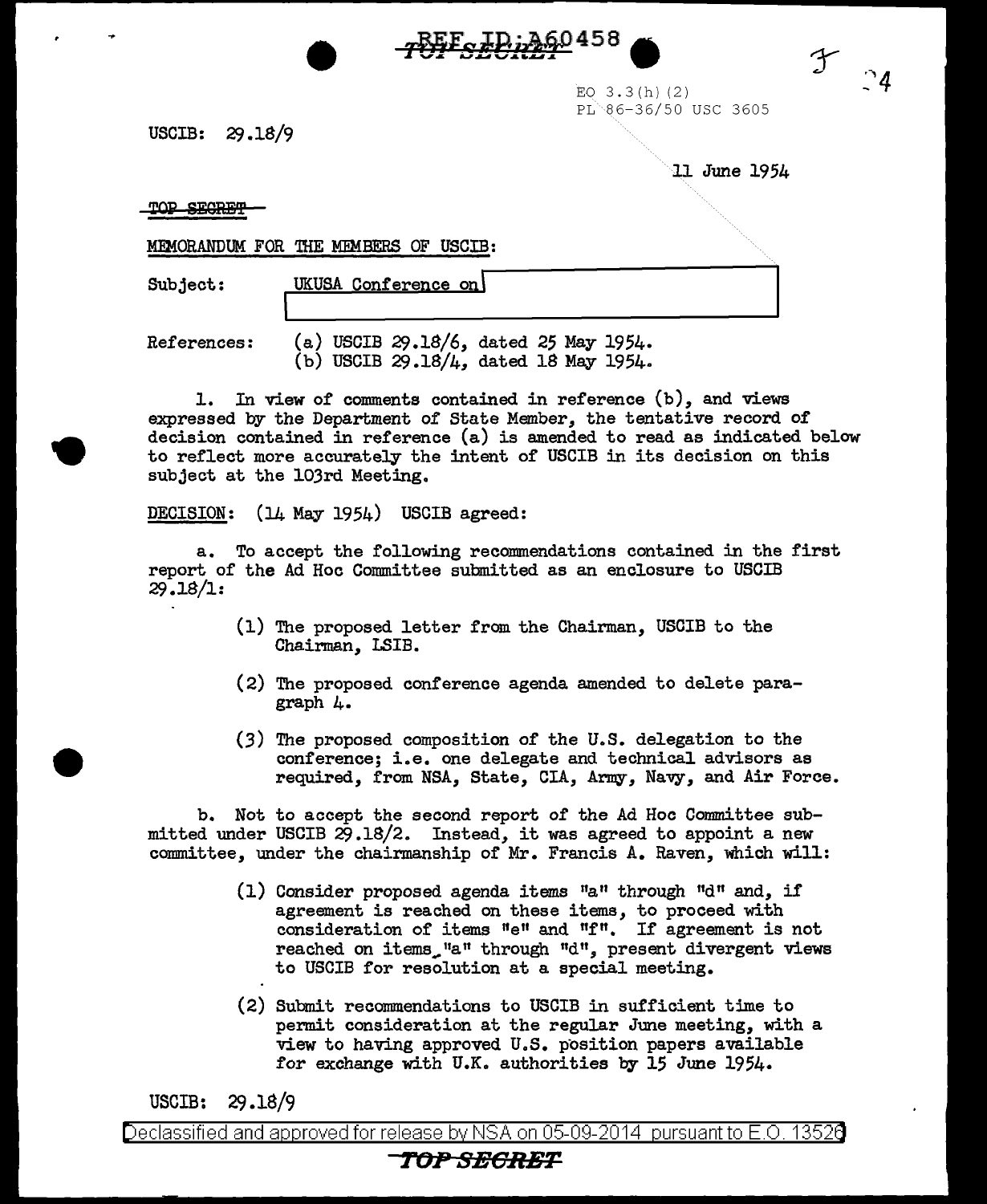REF ID:A60458

TOP SECRET

EO 3.3(h)(2)
PL 86-36/50 USC 3605

USCIB: 29.18/9

11 June 1954

TOP SECRET

MEMORANDUM FOR THE MEMBERS OF USCIB:

Subject: UKUSA Conference on

References: (a) USCIB 29.18/6, dated 25 May 1954.
(b) USCIB 29.18/4, dated 18 May 1954.

1. In view of comments contained in reference (b), and views expressed by the Department of State Member, the tentative record of decision contained in reference (a) is amended to read as indicated below to reflect more accurately the intent of USCIB in its decision on this subject at the 103rd Meeting.

DECISION: (14 May 1954) USCIB agreed:

a. To accept the following recommendations contained in the first report of the Ad Hoc Committee submitted as an enclosure to USCIB 29.18/1:

(1) The proposed letter from the Chairman, USCIB to the Chairman, LSIB.

(2) The proposed conference agenda amended to delete paragraph 4.

(3) The proposed composition of the U.S. delegation to the conference; i.e. one delegate and technical advisors as required, from NSA, State, CIA, Army, Navy, and Air Force.

b. Not to accept the second report of the Ad Hoc Committee submitted under USCIB 29.18/2. Instead, it was agreed to appoint a new committee, under the chairmanship of Mr. Francis A. Raven, which will:

(1) Consider proposed agenda items "a" through "d" and, if agreement is reached on these items, to proceed with consideration of items "e" and "f". If agreement is not reached on items "a" through "d", present divergent views to USCIB for resolution at a special meeting.

(2) Submit recommendations to USCIB in sufficient time to permit consideration at the regular June meeting, with a view to having approved U.S. position papers available for exchange with U.K. authorities by 15 June 1954.

USCIB: 29.18/9

Declassified and approved for release by NSA on 05-09-2014 pursuant to E.O. 13526

TOP SECRET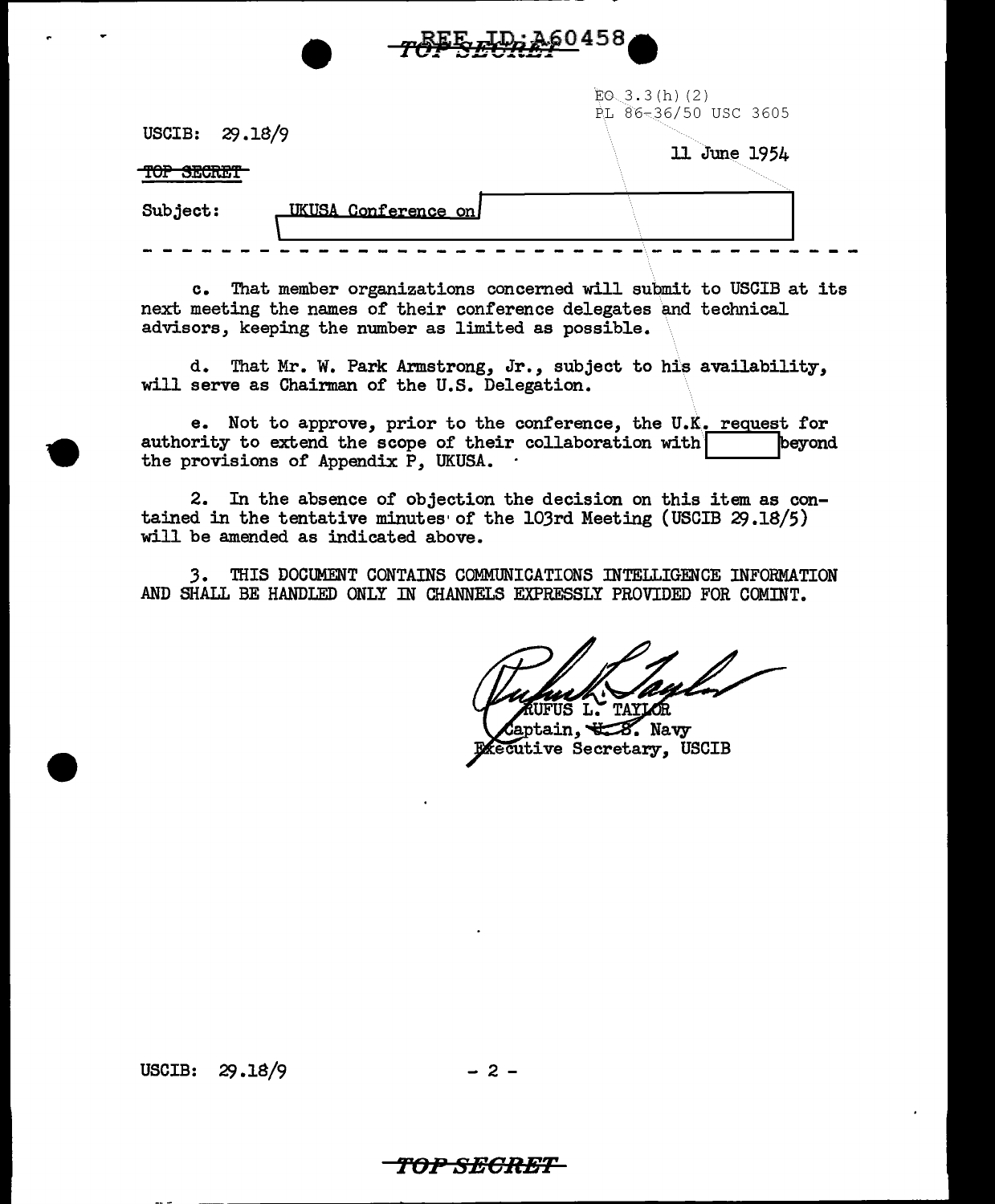REF ID:A60458

TOP SECRET

EO 3.3(h)(2)
PL 86-36/50 USC 3605

USCIB: 29.18/9

11 June 1954

~~TOP SECRET~~

Subject: UKUSA Conference on [redacted]

- - - - - - - - - - - - - - - - - - - - - - - - - - - - - - - -

c. That member organizations concerned will submit to USCIB at its next meeting the names of their conference delegates and technical advisors, keeping the number as limited as possible.

d. That Mr. W. Park Armstrong, Jr., subject to his availability, will serve as Chairman of the U.S. Delegation.

e. Not to approve, prior to the conference, the U.K. request for authority to extend the scope of their collaboration with [redacted] beyond the provisions of Appendix P, UKUSA.

2. In the absence of objection the decision on this item as contained in the tentative minutes of the 103rd Meeting (USCIB 29.18/5) will be amended as indicated above.

3. THIS DOCUMENT CONTAINS COMMUNICATIONS INTELLIGENCE INFORMATION AND SHALL BE HANDLED ONLY IN CHANNELS EXPRESSLY PROVIDED FOR COMINT.

RUFUS L. TAYLOR
Captain, ~~U. S.~~ Navy
Executive Secretary, USCIB

USCIB: 29.18/9

TOP SECRET